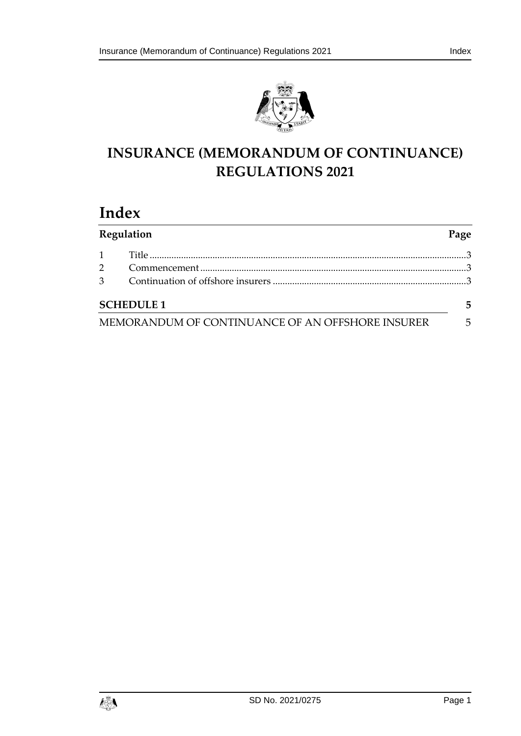# INSURANCE (MEMORANDUM OF CONTINUANCE) REGULATIONS 2021

## Index

| Regulation | | Page |
|---|---|---|
| 1 | Title | 3 |
| 2 | Commencement | 3 |
| 3 | Continuation of offshore insurers | 3 |
| **SCHEDULE 1** | | **5** |
| MEMORANDUM OF CONTINUANCE OF AN OFFSHORE INSURER | | 5 |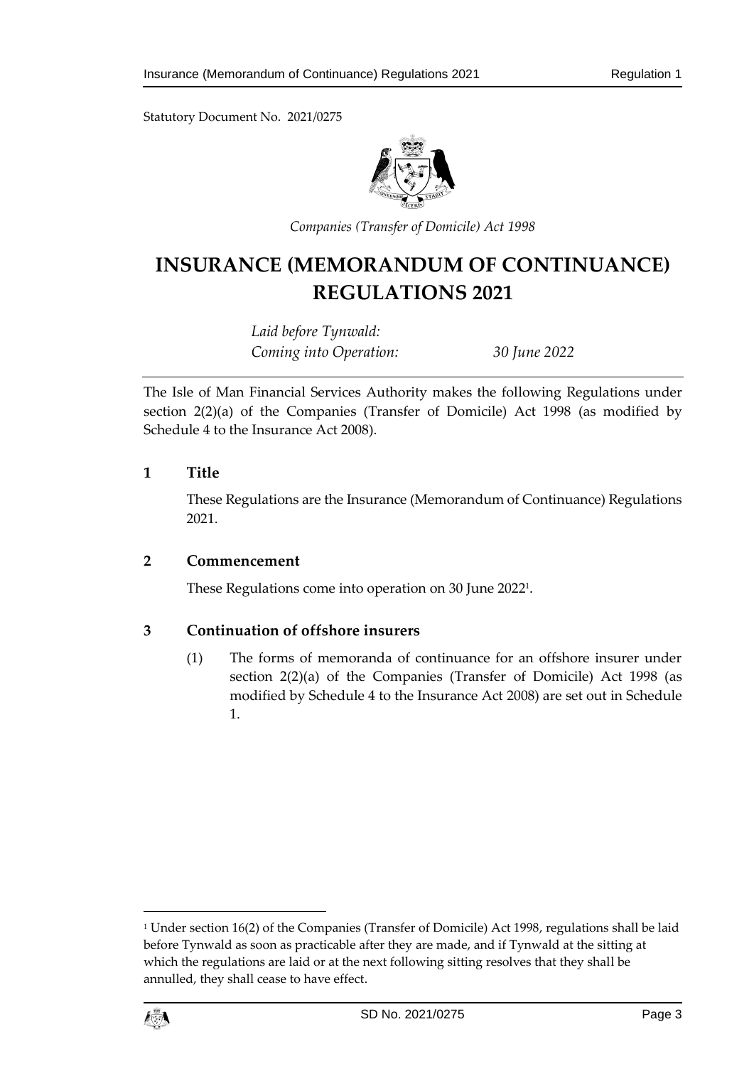Statutory Document No. 2021/0275

*Companies (Transfer of Domicile) Act 1998*

# INSURANCE (MEMORANDUM OF CONTINUANCE) REGULATIONS 2021

*Laid before Tynwald:*
*Coming into Operation: 30 June 2022*

The Isle of Man Financial Services Authority makes the following Regulations under section 2(2)(a) of the Companies (Transfer of Domicile) Act 1998 (as modified by Schedule 4 to the Insurance Act 2008).

## 1 Title

These Regulations are the Insurance (Memorandum of Continuance) Regulations 2021.

## 2 Commencement

These Regulations come into operation on 30 June 2022[1].

## 3 Continuation of offshore insurers

(1) The forms of memoranda of continuance for an offshore insurer under section 2(2)(a) of the Companies (Transfer of Domicile) Act 1998 (as modified by Schedule 4 to the Insurance Act 2008) are set out in Schedule 1.

---

[1] Under section 16(2) of the Companies (Transfer of Domicile) Act 1998, regulations shall be laid before Tynwald as soon as practicable after they are made, and if Tynwald at the sitting at which the regulations are laid or at the next following sitting resolves that they shall be annulled, they shall cease to have effect.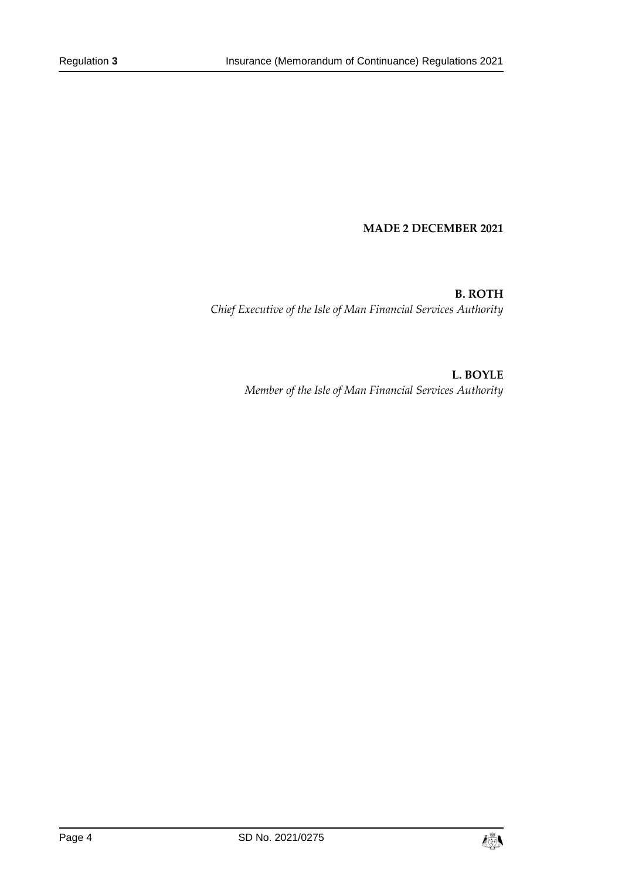**MADE 2 DECEMBER 2021**

**B. ROTH**
*Chief Executive of the Isle of Man Financial Services Authority*

**L. BOYLE**
*Member of the Isle of Man Financial Services Authority*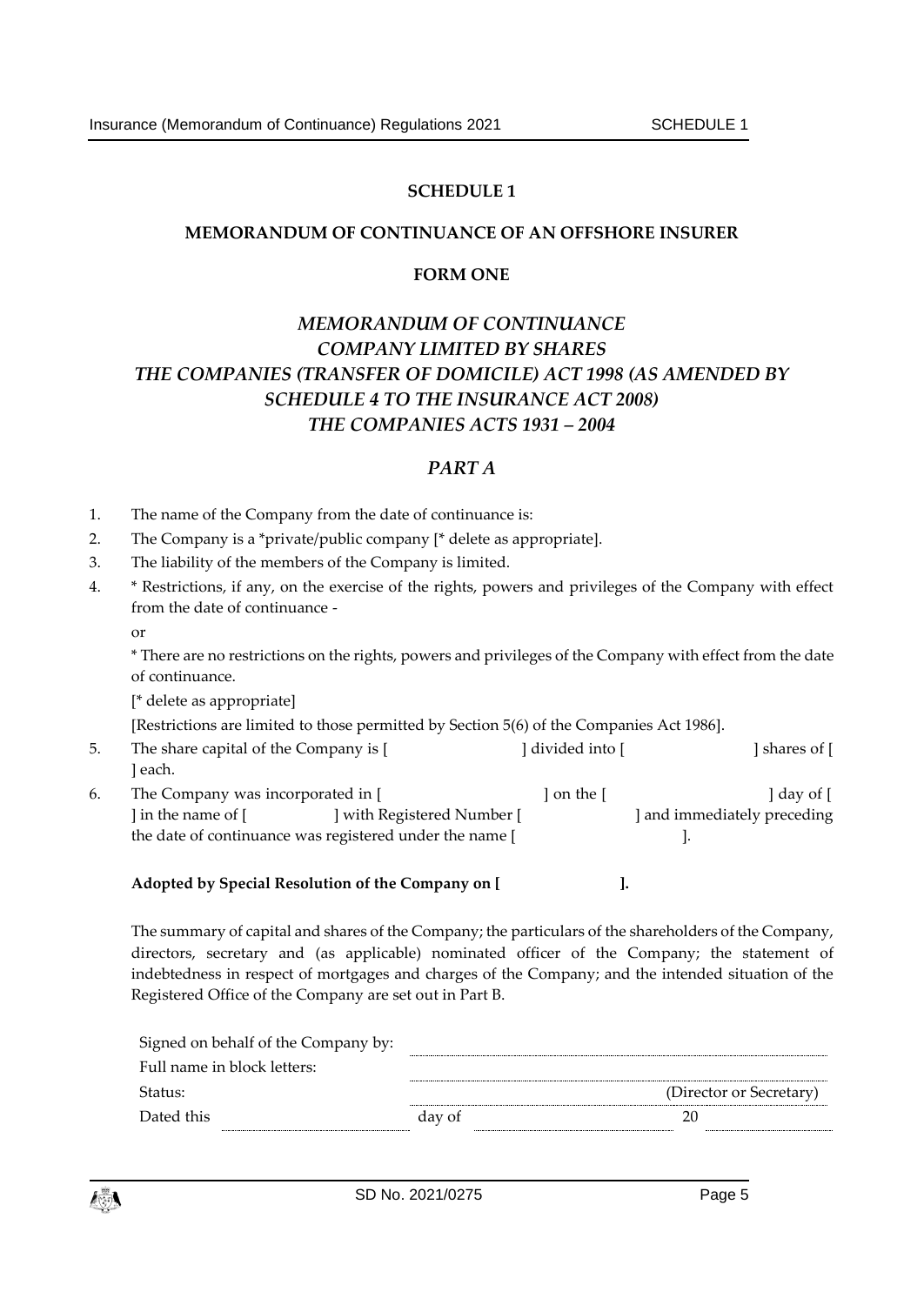## SCHEDULE 1

### MEMORANDUM OF CONTINUANCE OF AN OFFSHORE INSURER

### FORM ONE

### *MEMORANDUM OF CONTINUANCE*
### *COMPANY LIMITED BY SHARES*
### *THE COMPANIES (TRANSFER OF DOMICILE) ACT 1998 (AS AMENDED BY SCHEDULE 4 TO THE INSURANCE ACT 2008)*
### *THE COMPANIES ACTS 1931 – 2004*

### *PART A*

1. The name of the Company from the date of continuance is:
2. The Company is a *private/public company [* delete as appropriate].
3. The liability of the members of the Company is limited.
4. * Restrictions, if any, on the exercise of the rights, powers and privileges of the Company with effect from the date of continuance -

   or

   * There are no restrictions on the rights, powers and privileges of the Company with effect from the date of continuance.

   [* delete as appropriate]

   [Restrictions are limited to those permitted by Section 5(6) of the Companies Act 1986].
5. The share capital of the Company is [ ] divided into [ ] shares of [ ] each.
6. The Company was incorporated in [ ] on the [ ] day of [ ] in the name of [ ] with Registered Number [ ] and immediately preceding the date of continuance was registered under the name [ ].

**Adopted by Special Resolution of the Company on [ ].**

The summary of capital and shares of the Company; the particulars of the shareholders of the Company, directors, secretary and (as applicable) nominated officer of the Company; the statement of indebtedness in respect of mortgages and charges of the Company; and the intended situation of the Registered Office of the Company are set out in Part B.

Signed on behalf of the Company by: ..............................

Full name in block letters: ..............................

Status: .............................. (Director or Secretary)

Dated this .............. day of .............. 20 ..............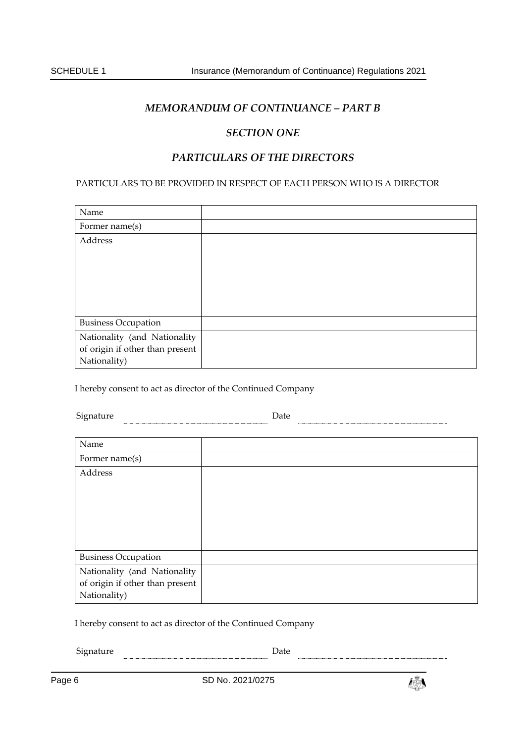## *MEMORANDUM OF CONTINUANCE – PART B*

## *SECTION ONE*

## *PARTICULARS OF THE DIRECTORS*

PARTICULARS TO BE PROVIDED IN RESPECT OF EACH PERSON WHO IS A DIRECTOR

| Name | |
|---|---|
| Former name(s) | |
| Address | |
| Business Occupation | |
| Nationality (and Nationality of origin if other than present Nationality) | |

I hereby consent to act as director of the Continued Company

Signature .................................................. Date ..................................................

| Name | |
|---|---|
| Former name(s) | |
| Address | |
| Business Occupation | |
| Nationality (and Nationality of origin if other than present Nationality) | |

I hereby consent to act as director of the Continued Company

Signature .................................................. Date ..................................................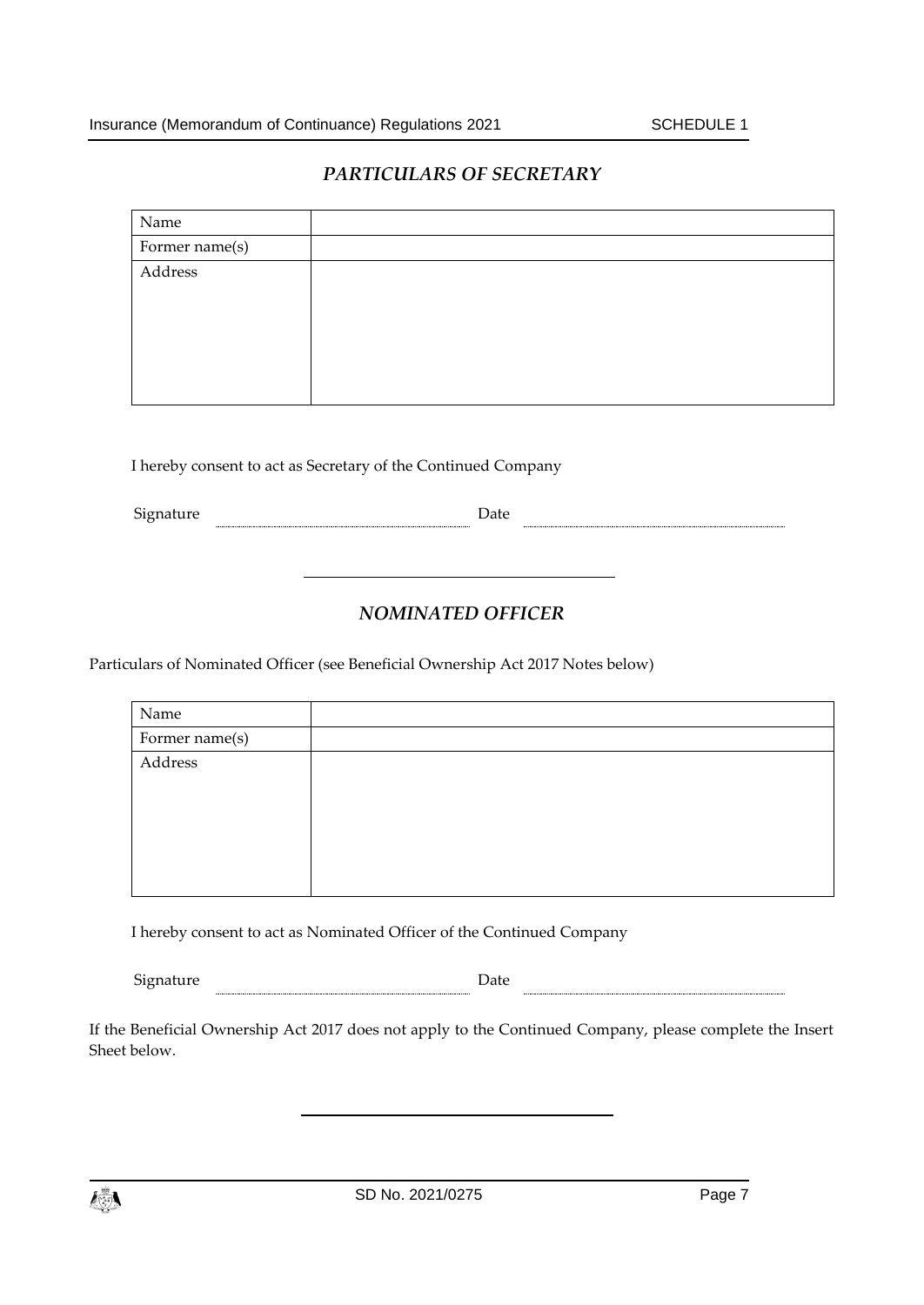## *PARTICULARS OF SECRETARY*

| Name | |
|---|---|
| Former name(s) | |
| Address | |

I hereby consent to act as Secretary of the Continued Company

Signature .................................................... Date ....................................................

---

## *NOMINATED OFFICER*

Particulars of Nominated Officer (see Beneficial Ownership Act 2017 Notes below)

| Name | |
|---|---|
| Former name(s) | |
| Address | |

I hereby consent to act as Nominated Officer of the Continued Company

Signature .................................................... Date ....................................................

If the Beneficial Ownership Act 2017 does not apply to the Continued Company, please complete the Insert Sheet below.

---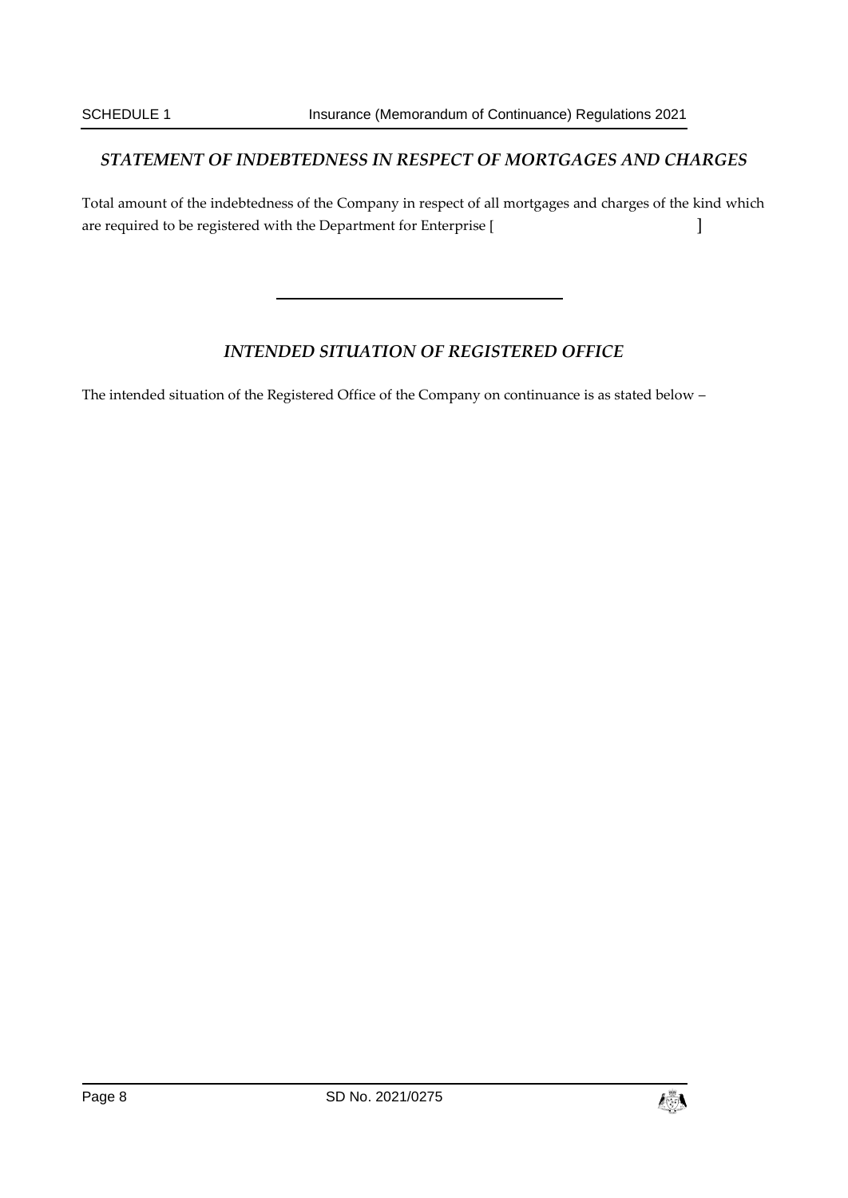### *STATEMENT OF INDEBTEDNESS IN RESPECT OF MORTGAGES AND CHARGES*

Total amount of the indebtedness of the Company in respect of all mortgages and charges of the kind which are required to be registered with the Department for Enterprise [ ]

---

### *INTENDED SITUATION OF REGISTERED OFFICE*

The intended situation of the Registered Office of the Company on continuance is as stated below –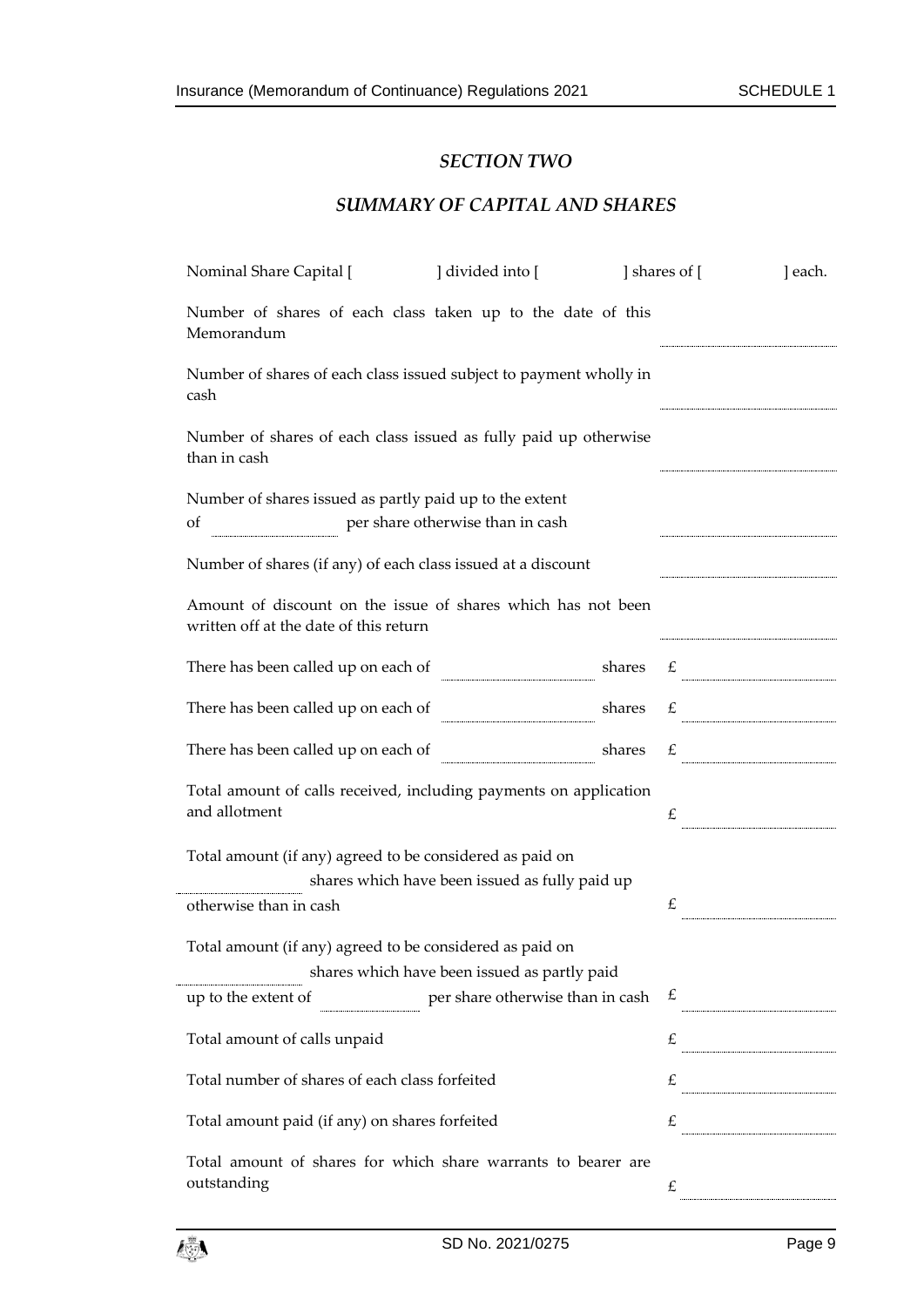## *SECTION TWO*

## *SUMMARY OF CAPITAL AND SHARES*

Nominal Share Capital [ ] divided into [ ] shares of [ ] each.

| | |
|---|---|
| Number of shares of each class taken up to the date of this Memorandum | .................... |
| Number of shares of each class issued subject to payment wholly in cash | .................... |
| Number of shares of each class issued as fully paid up otherwise than in cash | .................... |
| Number of shares issued as partly paid up to the extent of .................... per share otherwise than in cash | .................... |
| Number of shares (if any) of each class issued at a discount | .................... |
| Amount of discount on the issue of shares which has not been written off at the date of this return | .................... |
| There has been called up on each of .................... shares | £ .................... |
| There has been called up on each of .................... shares | £ .................... |
| There has been called up on each of .................... shares | £ .................... |
| Total amount of calls received, including payments on application and allotment | £ .................... |
| Total amount (if any) agreed to be considered as paid on .................... shares which have been issued as fully paid up otherwise than in cash | £ .................... |
| Total amount (if any) agreed to be considered as paid on .................... shares which have been issued as partly paid up to the extent of .................... per share otherwise than in cash | £ .................... |
| Total amount of calls unpaid | £ .................... |
| Total number of shares of each class forfeited | £ .................... |
| Total amount paid (if any) on shares forfeited | £ .................... |
| Total amount of shares for which share warrants to bearer are outstanding | £ .................... |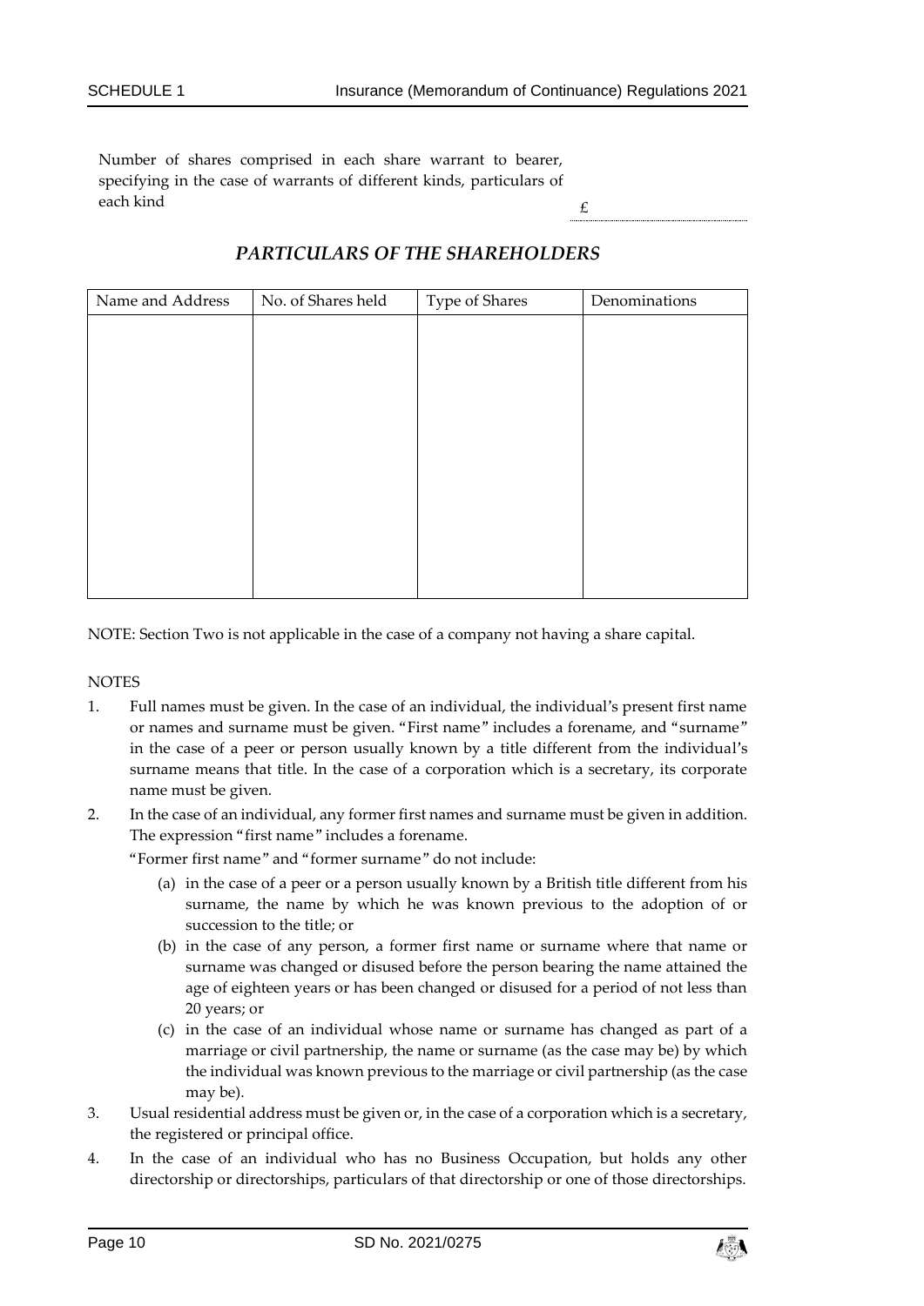Number of shares comprised in each share warrant to bearer, specifying in the case of warrants of different kinds, particulars of each kind £ ..........................................

## *PARTICULARS OF THE SHAREHOLDERS*

| Name and Address | No. of Shares held | Type of Shares | Denominations |
|---|---|---|---|
| | | | |

NOTE: Section Two is not applicable in the case of a company not having a share capital.

NOTES

1. Full names must be given. In the case of an individual, the individual's present first name or names and surname must be given. "First name" includes a forename, and "surname" in the case of a peer or person usually known by a title different from the individual's surname means that title. In the case of a corporation which is a secretary, its corporate name must be given.
2. In the case of an individual, any former first names and surname must be given in addition. The expression "first name" includes a forename.

   "Former first name" and "former surname" do not include:

   (a) in the case of a peer or a person usually known by a British title different from his surname, the name by which he was known previous to the adoption of or succession to the title; or

   (b) in the case of any person, a former first name or surname where that name or surname was changed or disused before the person bearing the name attained the age of eighteen years or has been changed or disused for a period of not less than 20 years; or

   (c) in the case of an individual whose name or surname has changed as part of a marriage or civil partnership, the name or surname (as the case may be) by which the individual was known previous to the marriage or civil partnership (as the case may be).
3. Usual residential address must be given or, in the case of a corporation which is a secretary, the registered or principal office.
4. In the case of an individual who has no Business Occupation, but holds any other directorship or directorships, particulars of that directorship or one of those directorships.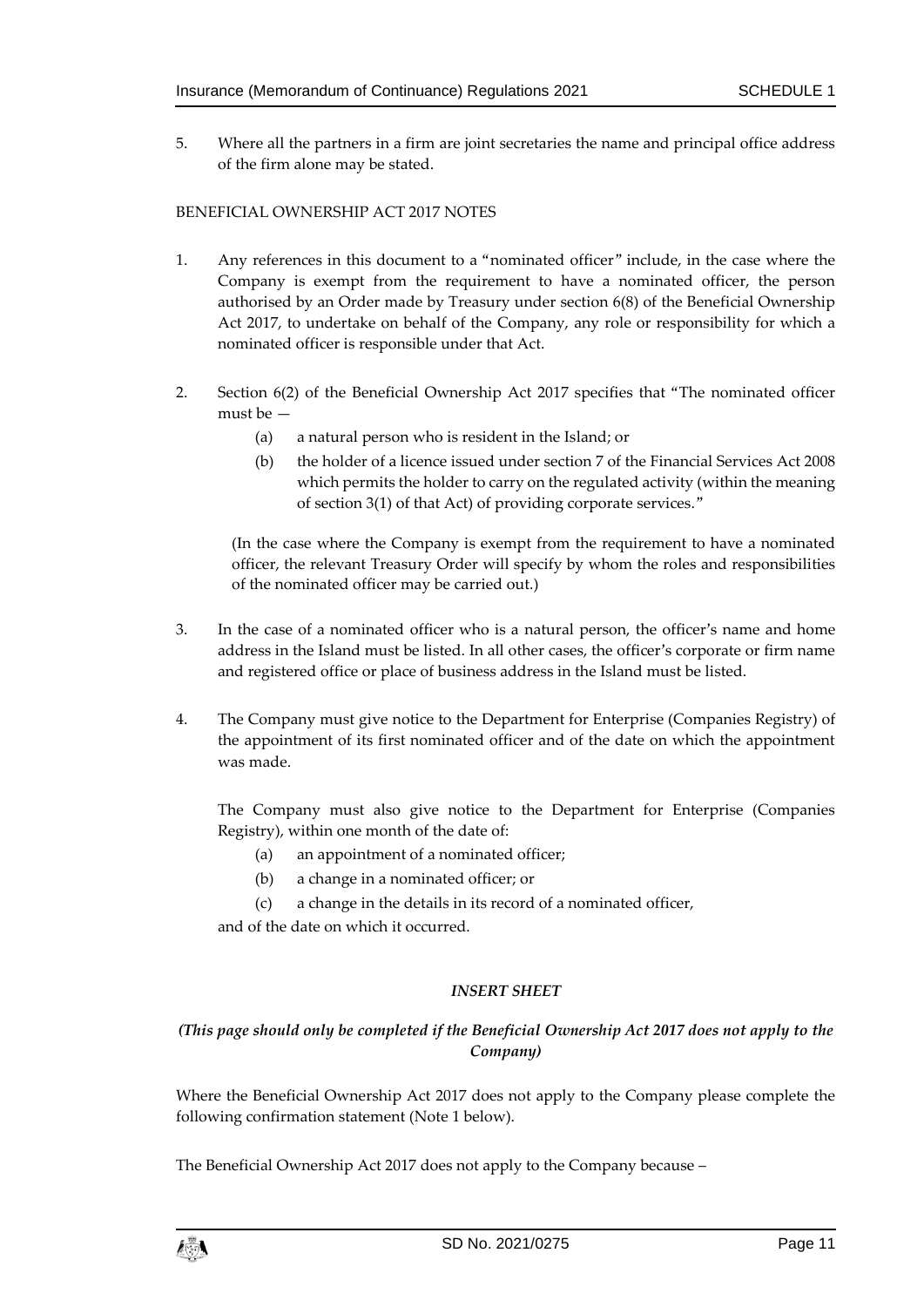5. Where all the partners in a firm are joint secretaries the name and principal office address of the firm alone may be stated.

BENEFICIAL OWNERSHIP ACT 2017 NOTES

1. Any references in this document to a "nominated officer" include, in the case where the Company is exempt from the requirement to have a nominated officer, the person authorised by an Order made by Treasury under section 6(8) of the Beneficial Ownership Act 2017, to undertake on behalf of the Company, any role or responsibility for which a nominated officer is responsible under that Act.

2. Section 6(2) of the Beneficial Ownership Act 2017 specifies that "The nominated officer must be —
   (a) a natural person who is resident in the Island; or
   (b) the holder of a licence issued under section 7 of the Financial Services Act 2008 which permits the holder to carry on the regulated activity (within the meaning of section 3(1) of that Act) of providing corporate services."

   (In the case where the Company is exempt from the requirement to have a nominated officer, the relevant Treasury Order will specify by whom the roles and responsibilities of the nominated officer may be carried out.)

3. In the case of a nominated officer who is a natural person, the officer's name and home address in the Island must be listed. In all other cases, the officer's corporate or firm name and registered office or place of business address in the Island must be listed.

4. The Company must give notice to the Department for Enterprise (Companies Registry) of the appointment of its first nominated officer and of the date on which the appointment was made.

   The Company must also give notice to the Department for Enterprise (Companies Registry), within one month of the date of:
   (a) an appointment of a nominated officer;
   (b) a change in a nominated officer; or
   (c) a change in the details in its record of a nominated officer,

   and of the date on which it occurred.

***INSERT SHEET***

***(This page should only be completed if the Beneficial Ownership Act 2017 does not apply to the Company)***

Where the Beneficial Ownership Act 2017 does not apply to the Company please complete the following confirmation statement (Note 1 below).

The Beneficial Ownership Act 2017 does not apply to the Company because –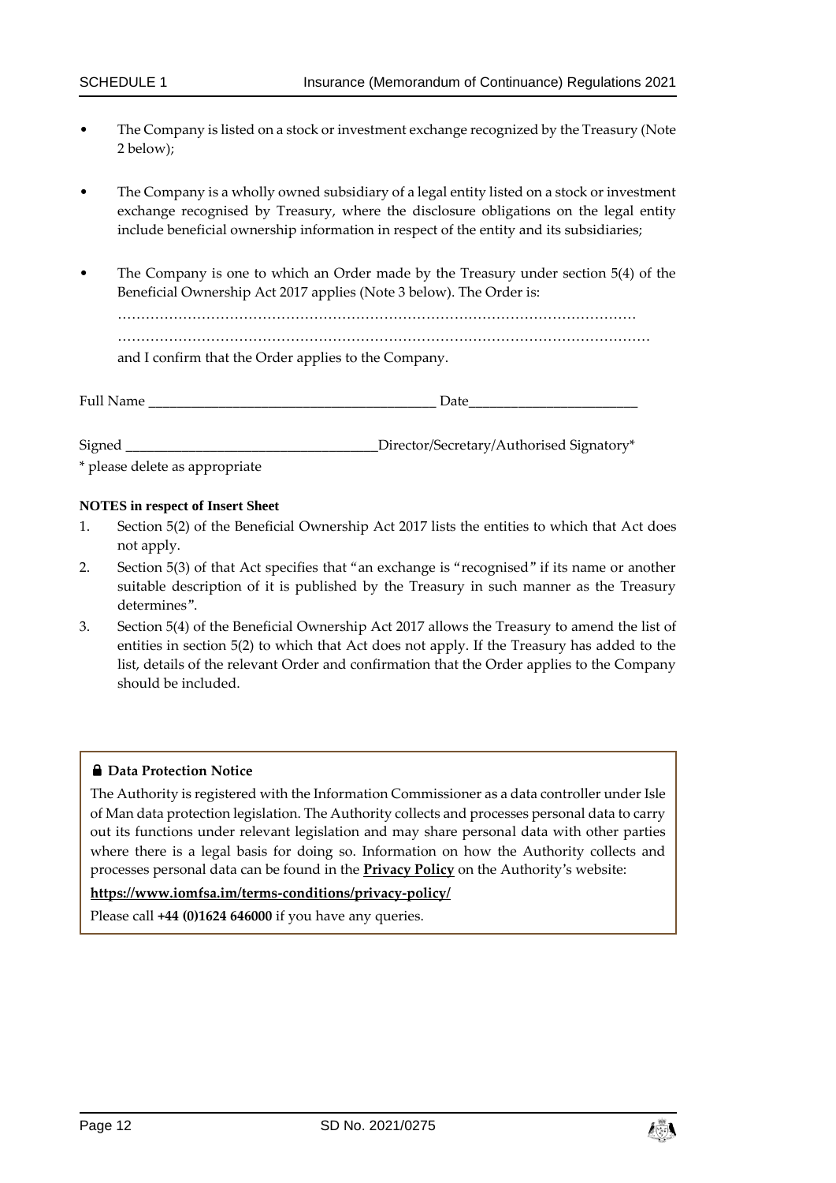- The Company is listed on a stock or investment exchange recognized by the Treasury (Note 2 below);
- The Company is a wholly owned subsidiary of a legal entity listed on a stock or investment exchange recognised by Treasury, where the disclosure obligations on the legal entity include beneficial ownership information in respect of the entity and its subsidiaries;
- The Company is one to which an Order made by the Treasury under section 5(4) of the Beneficial Ownership Act 2017 applies (Note 3 below). The Order is:

  ………………………………………………………………………………………………

  ………………………………………………………………………………………………

  and I confirm that the Order applies to the Company.

Full Name ________________________________________ Date________________________

Signed ___________________________________Director/Secretary/Authorised Signatory*

* please delete as appropriate

**NOTES in respect of Insert Sheet**

1. Section 5(2) of the Beneficial Ownership Act 2017 lists the entities to which that Act does not apply.
2. Section 5(3) of that Act specifies that "an exchange is "recognised" if its name or another suitable description of it is published by the Treasury in such manner as the Treasury determines".
3. Section 5(4) of the Beneficial Ownership Act 2017 allows the Treasury to amend the list of entities in section 5(2) to which that Act does not apply. If the Treasury has added to the list, details of the relevant Order and confirmation that the Order applies to the Company should be included.

**Data Protection Notice**

The Authority is registered with the Information Commissioner as a data controller under Isle of Man data protection legislation. The Authority collects and processes personal data to carry out its functions under relevant legislation and may share personal data with other parties where there is a legal basis for doing so. Information on how the Authority collects and processes personal data can be found in the **Privacy Policy** on the Authority's website:

**https://www.iomfsa.im/terms-conditions/privacy-policy/**

Please call **+44 (0)1624 646000** if you have any queries.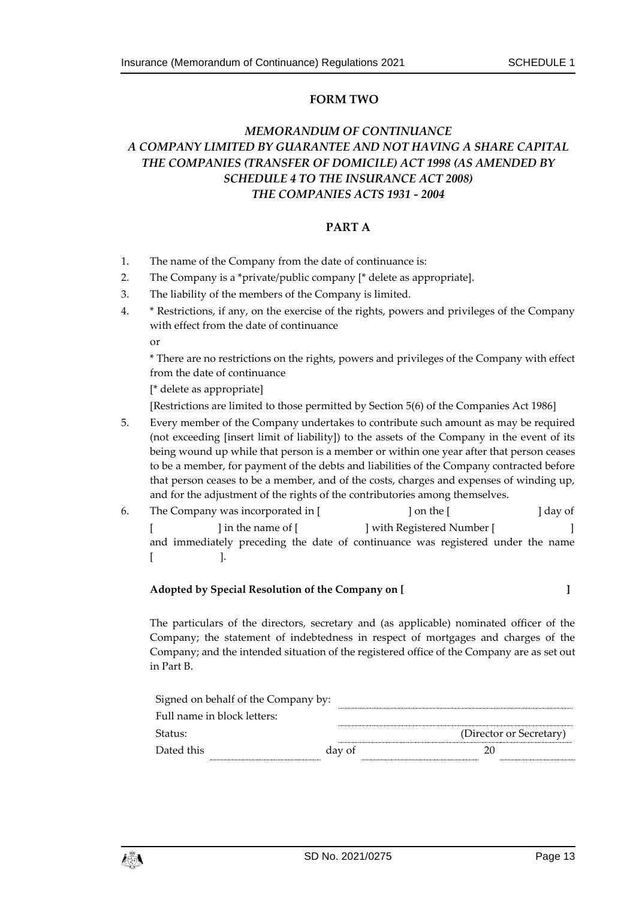## FORM TWO

### *MEMORANDUM OF CONTINUANCE*
### *A COMPANY LIMITED BY GUARANTEE AND NOT HAVING A SHARE CAPITAL*
### *THE COMPANIES (TRANSFER OF DOMICILE) ACT 1998 (AS AMENDED BY SCHEDULE 4 TO THE INSURANCE ACT 2008)*
### *THE COMPANIES ACTS 1931 - 2004*

## PART A

1. The name of the Company from the date of continuance is:
2. The Company is a *private/public company [* delete as appropriate].
3. The liability of the members of the Company is limited.
4. * Restrictions, if any, on the exercise of the rights, powers and privileges of the Company with effect from the date of continuance

   or

   * There are no restrictions on the rights, powers and privileges of the Company with effect from the date of continuance

   [* delete as appropriate]

   [Restrictions are limited to those permitted by Section 5(6) of the Companies Act 1986]
5. Every member of the Company undertakes to contribute such amount as may be required (not exceeding [insert limit of liability]) to the assets of the Company in the event of its being wound up while that person is a member or within one year after that person ceases to be a member, for payment of the debts and liabilities of the Company contracted before that person ceases to be a member, and of the costs, charges and expenses of winding up, and for the adjustment of the rights of the contributories among themselves.
6. The Company was incorporated in [ ] on the [ ] day of [ ] in the name of [ ] with Registered Number [ ] and immediately preceding the date of continuance was registered under the name [ ].

**Adopted by Special Resolution of the Company on [ ]**

The particulars of the directors, secretary and (as applicable) nominated officer of the Company; the statement of indebtedness in respect of mortgages and charges of the Company; and the intended situation of the registered office of the Company are as set out in Part B.

Signed on behalf of the Company by: ..............................

Full name in block letters: ..............................

Status: .............................. (Director or Secretary)

Dated this .............................. day of .............................. 20 ..............................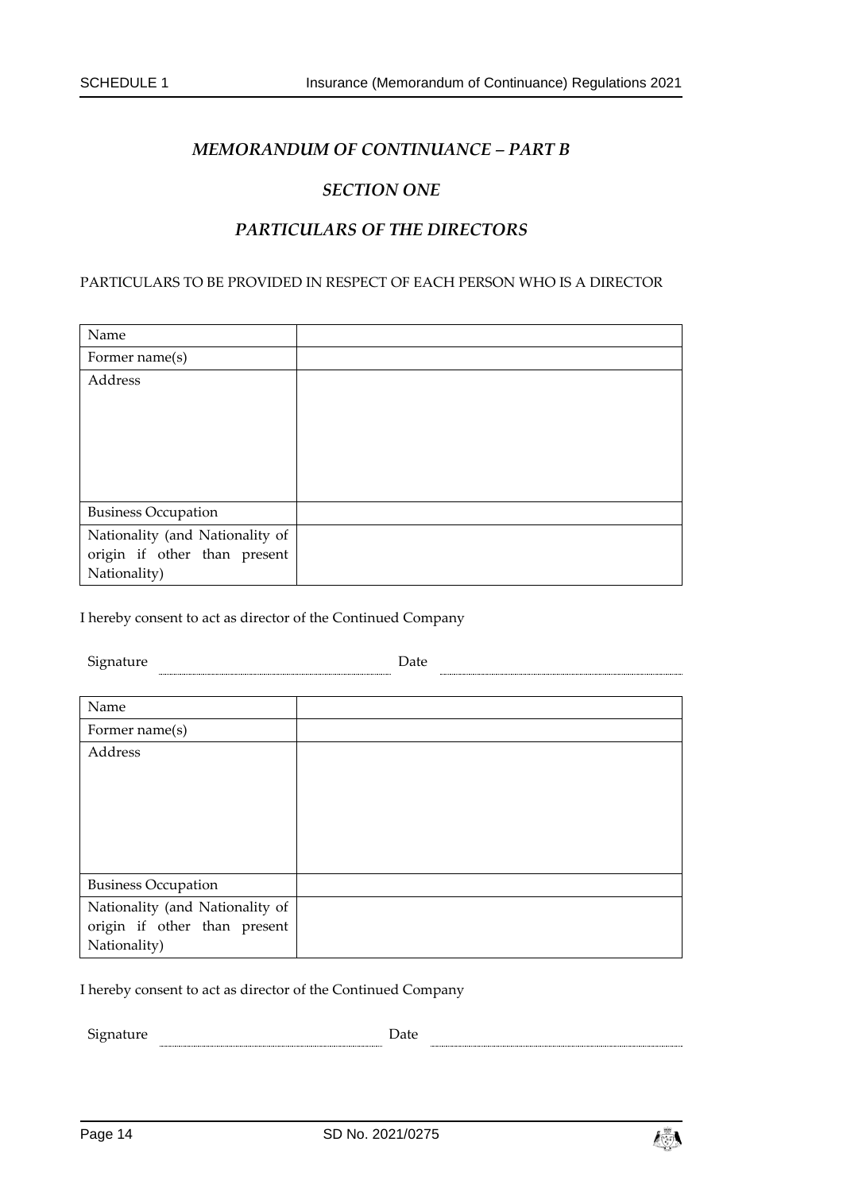## *MEMORANDUM OF CONTINUANCE – PART B*

## *SECTION ONE*

## *PARTICULARS OF THE DIRECTORS*

PARTICULARS TO BE PROVIDED IN RESPECT OF EACH PERSON WHO IS A DIRECTOR

| Name | |
|---|---|
| Former name(s) | |
| Address | |
| Business Occupation | |
| Nationality (and Nationality of origin if other than present Nationality) | |

I hereby consent to act as director of the Continued Company

Signature .................................................... Date ....................................................

| Name | |
|---|---|
| Former name(s) | |
| Address | |
| Business Occupation | |
| Nationality (and Nationality of origin if other than present Nationality) | |

I hereby consent to act as director of the Continued Company

Signature .................................................... Date ....................................................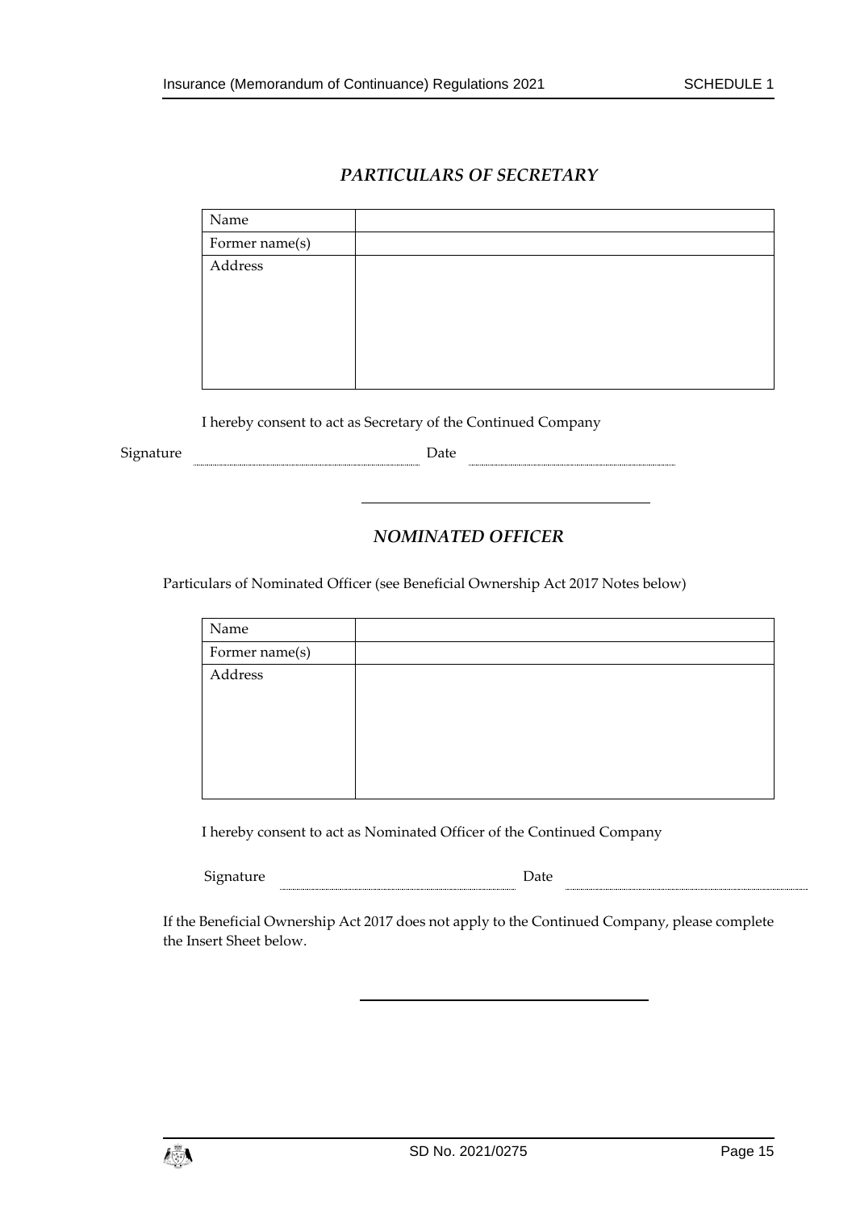## *PARTICULARS OF SECRETARY*

| Name | |
|---|---|
| Former name(s) | |
| Address | |

I hereby consent to act as Secretary of the Continued Company

Signature ............................................ Date ............................................

---

## *NOMINATED OFFICER*

Particulars of Nominated Officer (see Beneficial Ownership Act 2017 Notes below)

| Name | |
|---|---|
| Former name(s) | |
| Address | |

I hereby consent to act as Nominated Officer of the Continued Company

Signature ............................................ Date ............................................

If the Beneficial Ownership Act 2017 does not apply to the Continued Company, please complete the Insert Sheet below.

---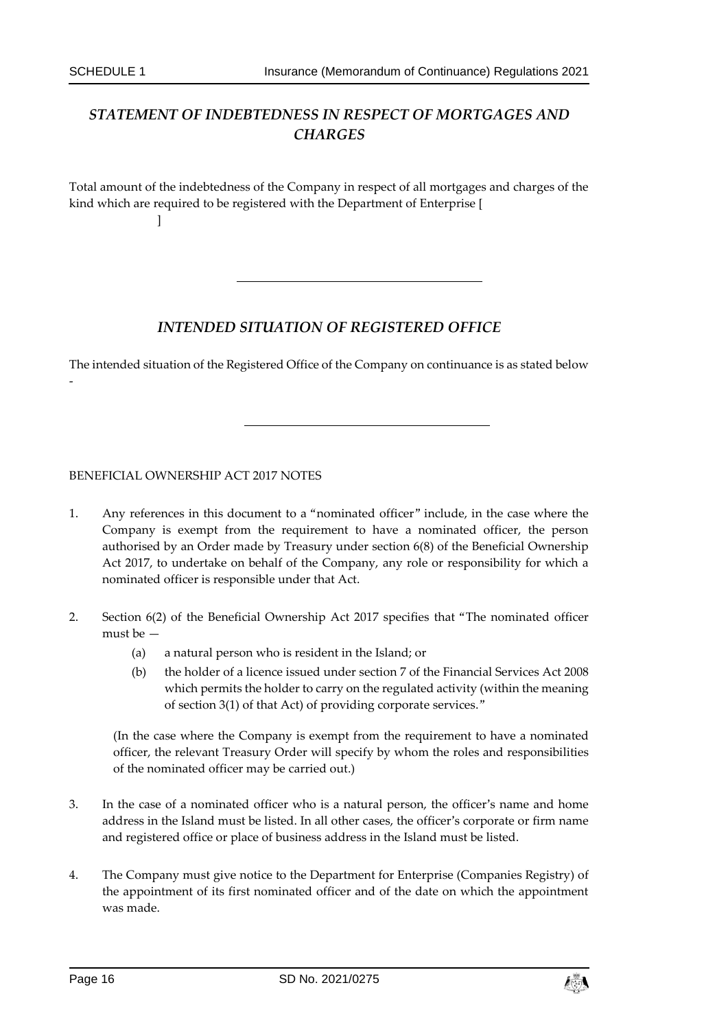## *STATEMENT OF INDEBTEDNESS IN RESPECT OF MORTGAGES AND CHARGES*

Total amount of the indebtedness of the Company in respect of all mortgages and charges of the kind which are required to be registered with the Department of Enterprise [ ]

---

## *INTENDED SITUATION OF REGISTERED OFFICE*

The intended situation of the Registered Office of the Company on continuance is as stated below -

---

BENEFICIAL OWNERSHIP ACT 2017 NOTES

1. Any references in this document to a "nominated officer" include, in the case where the Company is exempt from the requirement to have a nominated officer, the person authorised by an Order made by Treasury under section 6(8) of the Beneficial Ownership Act 2017, to undertake on behalf of the Company, any role or responsibility for which a nominated officer is responsible under that Act.

2. Section 6(2) of the Beneficial Ownership Act 2017 specifies that "The nominated officer must be —
   - (a) a natural person who is resident in the Island; or
   - (b) the holder of a licence issued under section 7 of the Financial Services Act 2008 which permits the holder to carry on the regulated activity (within the meaning of section 3(1) of that Act) of providing corporate services."

   (In the case where the Company is exempt from the requirement to have a nominated officer, the relevant Treasury Order will specify by whom the roles and responsibilities of the nominated officer may be carried out.)

3. In the case of a nominated officer who is a natural person, the officer's name and home address in the Island must be listed. In all other cases, the officer's corporate or firm name and registered office or place of business address in the Island must be listed.

4. The Company must give notice to the Department for Enterprise (Companies Registry) of the appointment of its first nominated officer and of the date on which the appointment was made.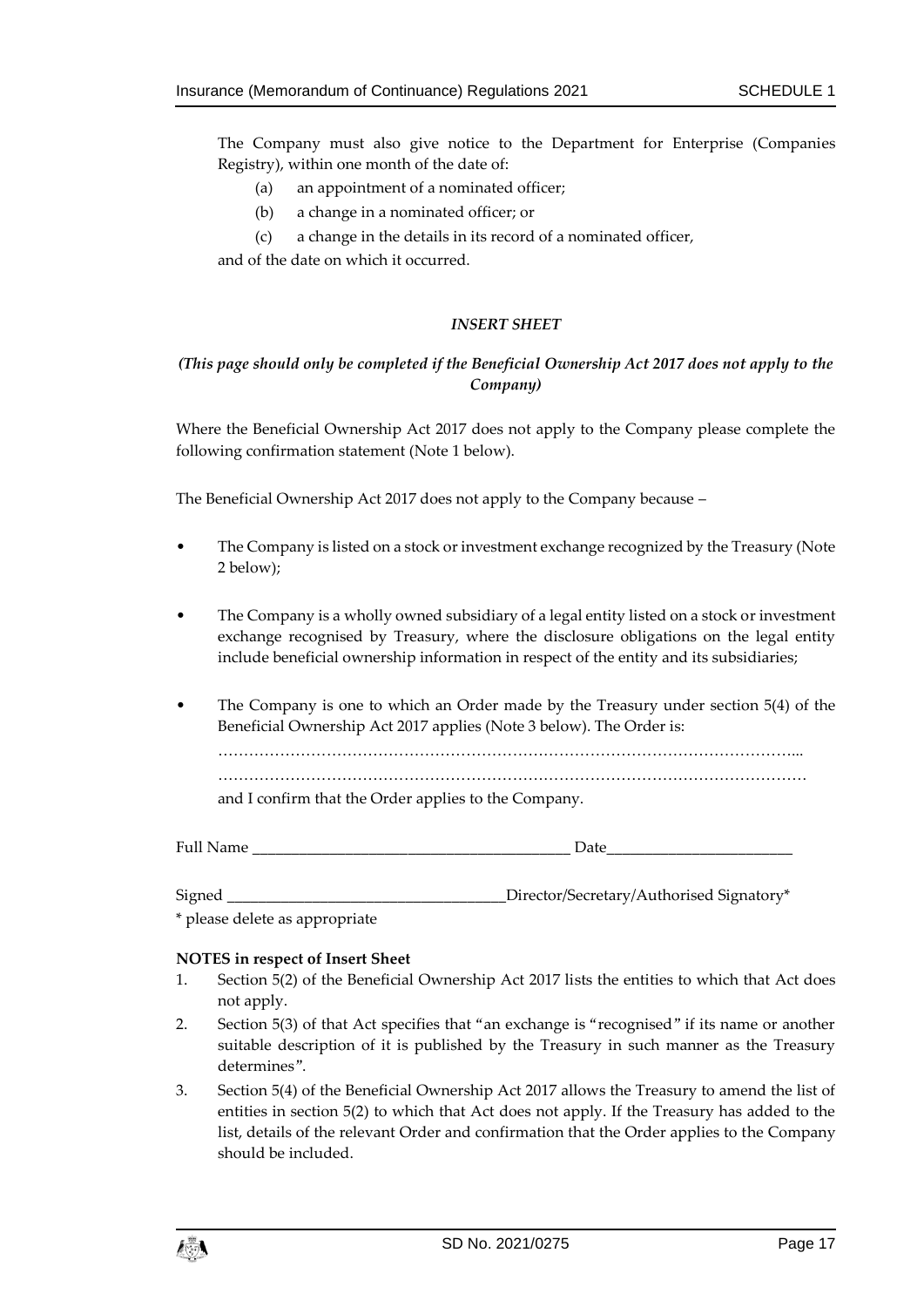The Company must also give notice to the Department for Enterprise (Companies Registry), within one month of the date of:

(a) an appointment of a nominated officer;

(b) a change in a nominated officer; or

(c) a change in the details in its record of a nominated officer,

and of the date on which it occurred.

***INSERT SHEET***

***(This page should only be completed if the Beneficial Ownership Act 2017 does not apply to the Company)***

Where the Beneficial Ownership Act 2017 does not apply to the Company please complete the following confirmation statement (Note 1 below).

The Beneficial Ownership Act 2017 does not apply to the Company because –

- The Company is listed on a stock or investment exchange recognized by the Treasury (Note 2 below);
- The Company is a wholly owned subsidiary of a legal entity listed on a stock or investment exchange recognised by Treasury, where the disclosure obligations on the legal entity include beneficial ownership information in respect of the entity and its subsidiaries;
- The Company is one to which an Order made by the Treasury under section 5(4) of the Beneficial Ownership Act 2017 applies (Note 3 below). The Order is:

  …………………………………………………………………………………………………...

  …………………………………………………………………………………………………

  and I confirm that the Order applies to the Company.

Full Name \_\_\_\_\_\_\_\_\_\_\_\_\_\_\_\_\_\_\_\_\_\_\_\_\_\_\_\_\_\_\_\_\_\_\_\_\_\_\_\_ Date\_\_\_\_\_\_\_\_\_\_\_\_\_\_\_\_\_\_\_\_\_\_\_\_

Signed \_\_\_\_\_\_\_\_\_\_\_\_\_\_\_\_\_\_\_\_\_\_\_\_\_\_\_\_\_\_\_\_\_\_\_\_Director/Secretary/Authorised Signatory*

* please delete as appropriate

**NOTES in respect of Insert Sheet**

1. Section 5(2) of the Beneficial Ownership Act 2017 lists the entities to which that Act does not apply.
2. Section 5(3) of that Act specifies that "an exchange is "recognised" if its name or another suitable description of it is published by the Treasury in such manner as the Treasury determines".
3. Section 5(4) of the Beneficial Ownership Act 2017 allows the Treasury to amend the list of entities in section 5(2) to which that Act does not apply. If the Treasury has added to the list, details of the relevant Order and confirmation that the Order applies to the Company should be included.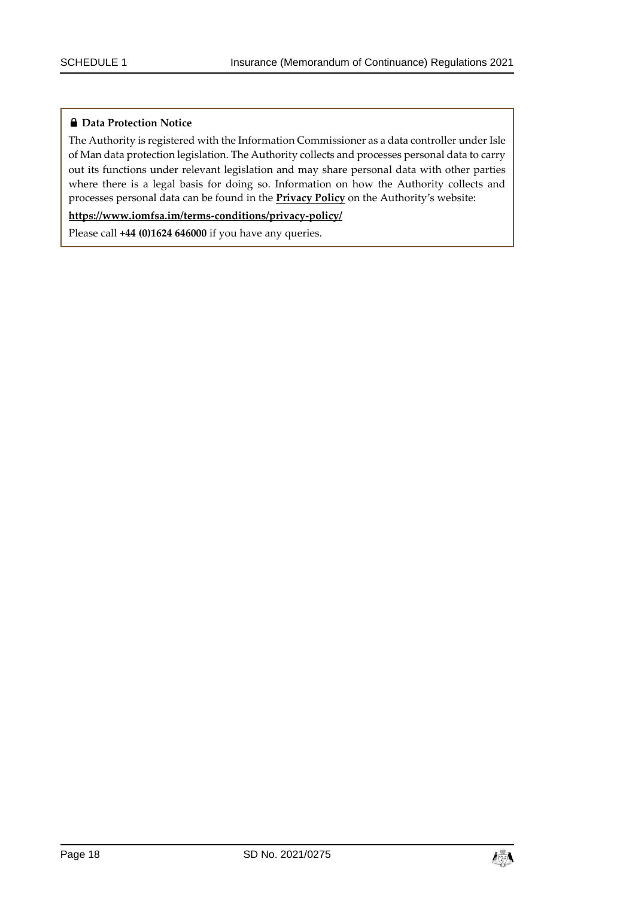**🔒 Data Protection Notice**

The Authority is registered with the Information Commissioner as a data controller under Isle of Man data protection legislation. The Authority collects and processes personal data to carry out its functions under relevant legislation and may share personal data with other parties where there is a legal basis for doing so. Information on how the Authority collects and processes personal data can be found in the **Privacy Policy** on the Authority's website:

**https://www.iomfsa.im/terms-conditions/privacy-policy/**

Please call **+44 (0)1624 646000** if you have any queries.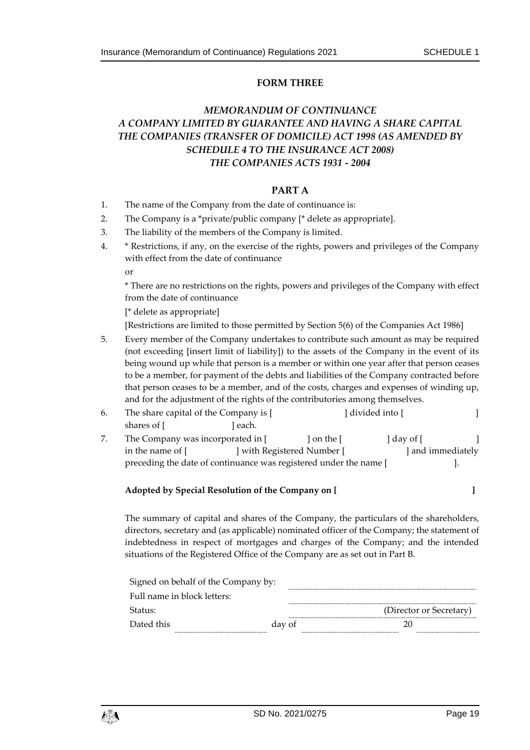**FORM THREE**

***MEMORANDUM OF CONTINUANCE***
***A COMPANY LIMITED BY GUARANTEE AND HAVING A SHARE CAPITAL***
***THE COMPANIES (TRANSFER OF DOMICILE) ACT 1998 (AS AMENDED BY SCHEDULE 4 TO THE INSURANCE ACT 2008)***
***THE COMPANIES ACTS 1931 - 2004***

**PART A**

1. The name of the Company from the date of continuance is:
2. The Company is a *private/public company [* delete as appropriate].
3. The liability of the members of the Company is limited.
4. * Restrictions, if any, on the exercise of the rights, powers and privileges of the Company with effect from the date of continuance

   or

   * There are no restrictions on the rights, powers and privileges of the Company with effect from the date of continuance

   [* delete as appropriate]

   [Restrictions are limited to those permitted by Section 5(6) of the Companies Act 1986]
5. Every member of the Company undertakes to contribute such amount as may be required (not exceeding [insert limit of liability]) to the assets of the Company in the event of its being wound up while that person is a member or within one year after that person ceases to be a member, for payment of the debts and liabilities of the Company contracted before that person ceases to be a member, and of the costs, charges and expenses of winding up, and for the adjustment of the rights of the contributories among themselves.
6. The share capital of the Company is [ ] divided into [ ] shares of [ ] each.
7. The Company was incorporated in [ ] on the [ ] day of [ ] in the name of [ ] with Registered Number [ ] and immediately preceding the date of continuance was registered under the name [ ].

**Adopted by Special Resolution of the Company on [ ]**

The summary of capital and shares of the Company, the particulars of the shareholders, directors, secretary and (as applicable) nominated officer of the Company; the statement of indebtedness in respect of mortgages and charges of the Company; and the intended situations of the Registered Office of the Company are as set out in Part B.

Signed on behalf of the Company by: ....................

Full name in block letters: ....................

Status: .................... (Director or Secretary)

Dated this .................... day of .................... 20 ....................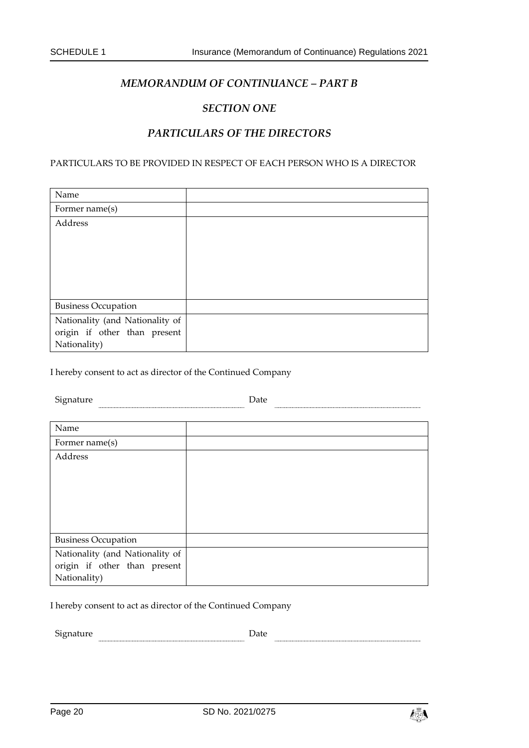## *MEMORANDUM OF CONTINUANCE – PART B*

## *SECTION ONE*

## *PARTICULARS OF THE DIRECTORS*

PARTICULARS TO BE PROVIDED IN RESPECT OF EACH PERSON WHO IS A DIRECTOR

| Name | |
|---|---|
| Former name(s) | |
| Address | |
| Business Occupation | |
| Nationality (and Nationality of origin if other than present Nationality) | |

I hereby consent to act as director of the Continued Company

Signature .................................... Date ....................................

| Name | |
|---|---|
| Former name(s) | |
| Address | |
| Business Occupation | |
| Nationality (and Nationality of origin if other than present Nationality) | |

I hereby consent to act as director of the Continued Company

Signature .................................... Date ....................................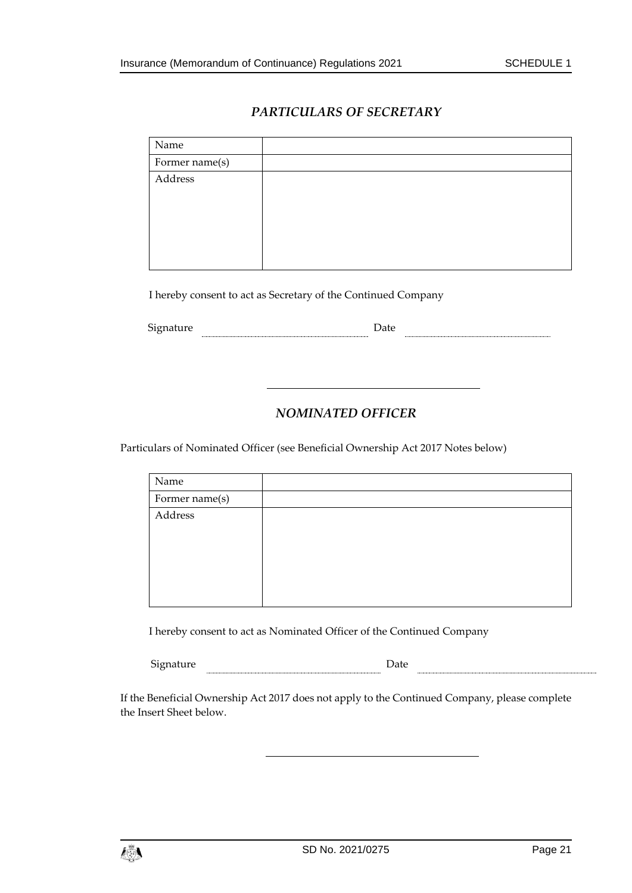## *PARTICULARS OF SECRETARY*

| Name | |
|---|---|
| Former name(s) | |
| Address | |

I hereby consent to act as Secretary of the Continued Company

Signature .................................................. Date ..................................................

---

## *NOMINATED OFFICER*

Particulars of Nominated Officer (see Beneficial Ownership Act 2017 Notes below)

| Name | |
|---|---|
| Former name(s) | |
| Address | |

I hereby consent to act as Nominated Officer of the Continued Company

Signature .................................................. Date ..................................................

If the Beneficial Ownership Act 2017 does not apply to the Continued Company, please complete the Insert Sheet below.

---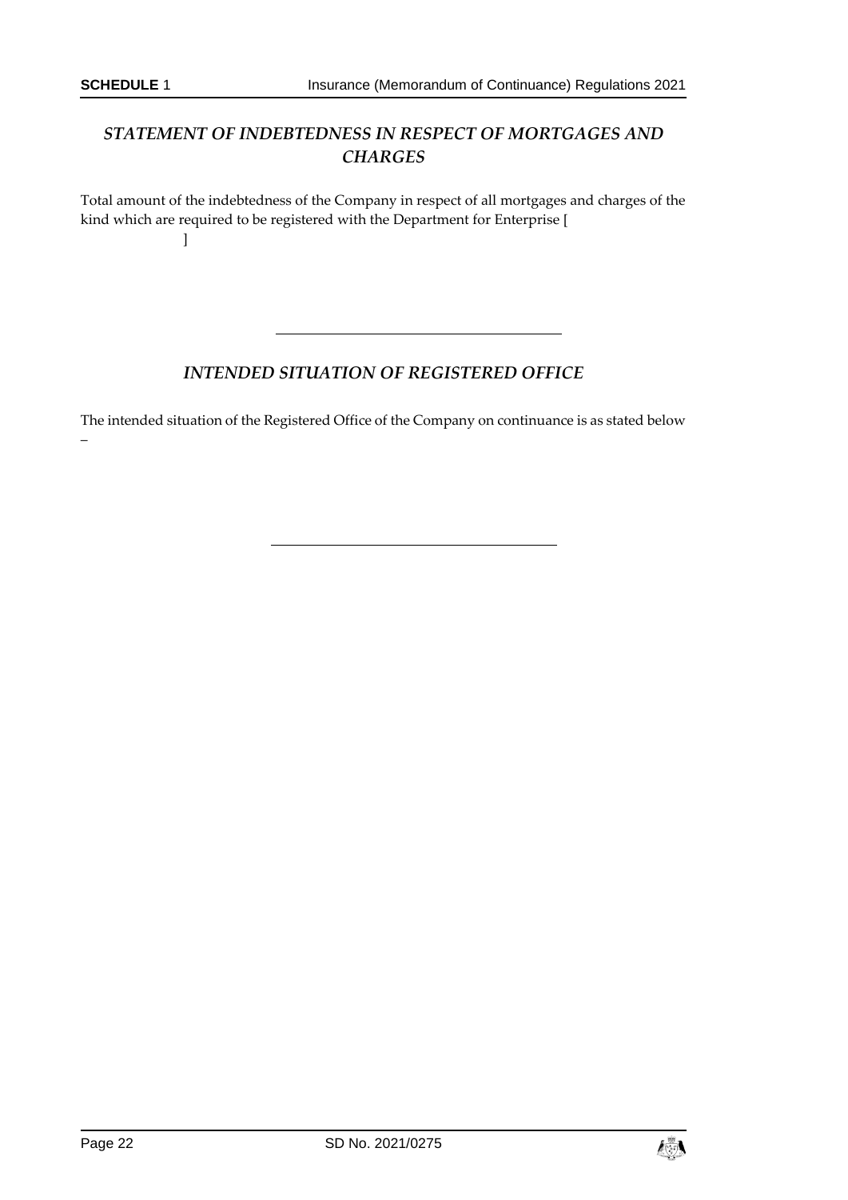## *STATEMENT OF INDEBTEDNESS IN RESPECT OF MORTGAGES AND CHARGES*

Total amount of the indebtedness of the Company in respect of all mortgages and charges of the kind which are required to be registered with the Department for Enterprise [ ]

---

## *INTENDED SITUATION OF REGISTERED OFFICE*

The intended situation of the Registered Office of the Company on continuance is as stated below –

---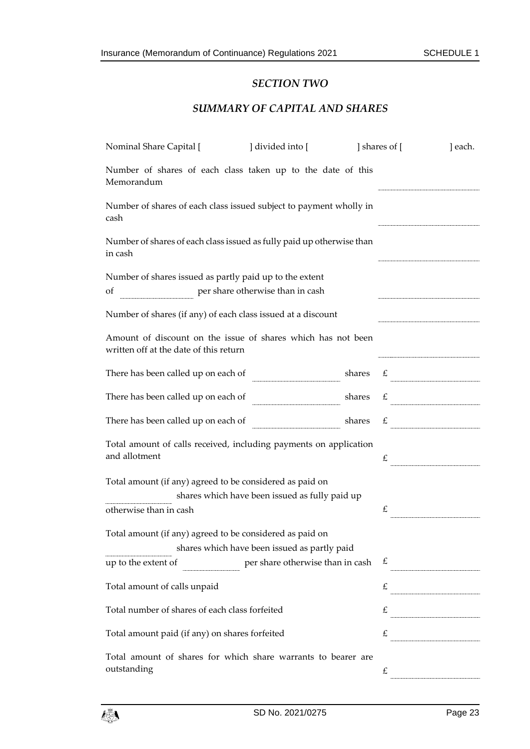## *SECTION TWO*

## *SUMMARY OF CAPITAL AND SHARES*

Nominal Share Capital [ ] divided into [ ] shares of [ ] each.

| | |
|---|---|
| Number of shares of each class taken up to the date of this Memorandum | ........................ |
| Number of shares of each class issued subject to payment wholly in cash | ........................ |
| Number of shares of each class issued as fully paid up otherwise than in cash | ........................ |
| Number of shares issued as partly paid up to the extent of ........................ per share otherwise than in cash | ........................ |
| Number of shares (if any) of each class issued at a discount | ........................ |
| Amount of discount on the issue of shares which has not been written off at the date of this return | ........................ |
| There has been called up on each of ........................ shares | £ ........................ |
| There has been called up on each of ........................ shares | £ ........................ |
| There has been called up on each of ........................ shares | £ ........................ |
| Total amount of calls received, including payments on application and allotment | £ ........................ |
| Total amount (if any) agreed to be considered as paid on ........................ shares which have been issued as fully paid up otherwise than in cash | £ ........................ |
| Total amount (if any) agreed to be considered as paid on ........................ shares which have been issued as partly paid up to the extent of ........................ per share otherwise than in cash | £ ........................ |
| Total amount of calls unpaid | £ ........................ |
| Total number of shares of each class forfeited | £ ........................ |
| Total amount paid (if any) on shares forfeited | £ ........................ |
| Total amount of shares for which share warrants to bearer are outstanding | £ ........................ |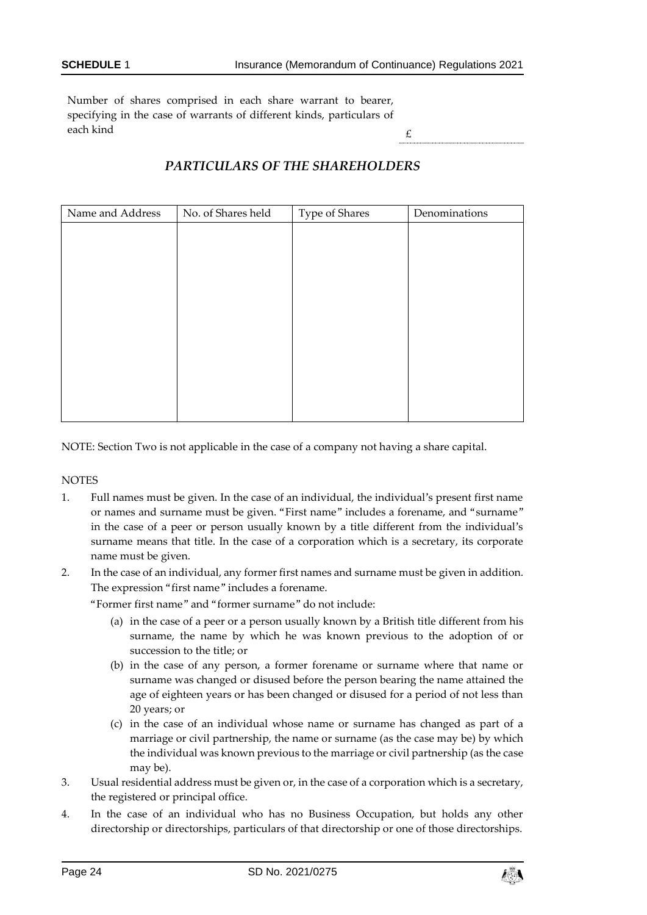Number of shares comprised in each share warrant to bearer, specifying in the case of warrants of different kinds, particulars of each kind £ ..........

## *PARTICULARS OF THE SHAREHOLDERS*

| Name and Address | No. of Shares held | Type of Shares | Denominations |
|---|---|---|---|
| | | | |

NOTE: Section Two is not applicable in the case of a company not having a share capital.

NOTES

1. Full names must be given. In the case of an individual, the individual's present first name or names and surname must be given. "First name" includes a forename, and "surname" in the case of a peer or person usually known by a title different from the individual's surname means that title. In the case of a corporation which is a secretary, its corporate name must be given.
2. In the case of an individual, any former first names and surname must be given in addition. The expression "first name" includes a forename.

   "Former first name" and "former surname" do not include:

   (a) in the case of a peer or a person usually known by a British title different from his surname, the name by which he was known previous to the adoption of or succession to the title; or

   (b) in the case of any person, a former forename or surname where that name or surname was changed or disused before the person bearing the name attained the age of eighteen years or has been changed or disused for a period of not less than 20 years; or

   (c) in the case of an individual whose name or surname has changed as part of a marriage or civil partnership, the name or surname (as the case may be) by which the individual was known previous to the marriage or civil partnership (as the case may be).
3. Usual residential address must be given or, in the case of a corporation which is a secretary, the registered or principal office.
4. In the case of an individual who has no Business Occupation, but holds any other directorship or directorships, particulars of that directorship or one of those directorships.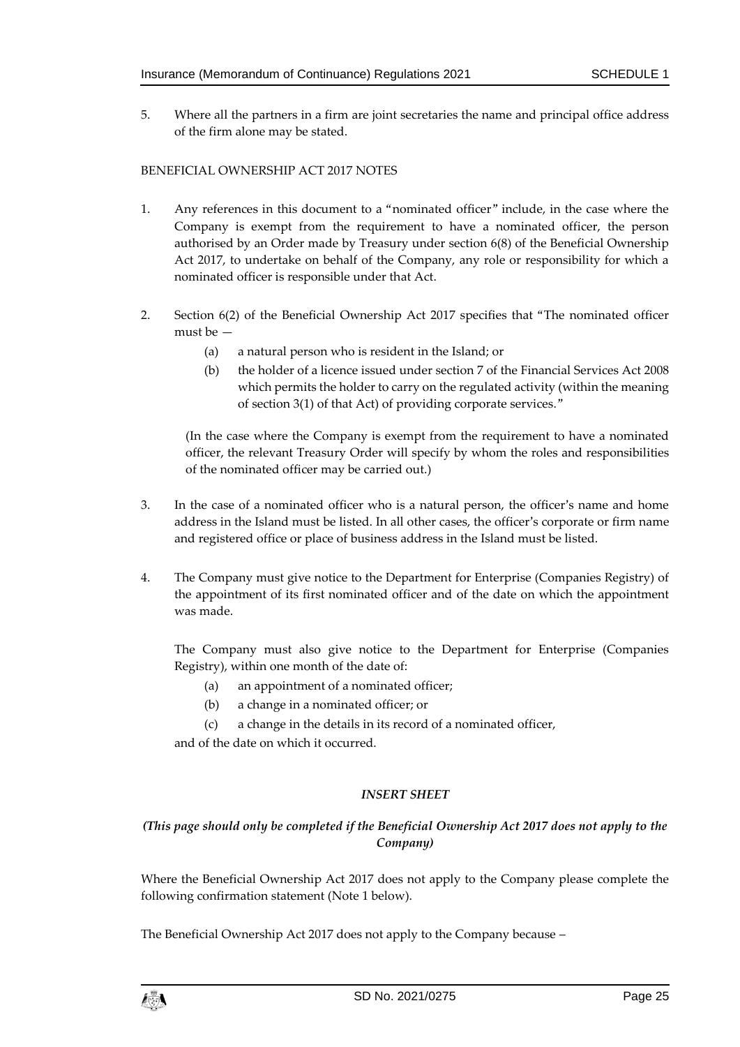5. Where all the partners in a firm are joint secretaries the name and principal office address of the firm alone may be stated.

BENEFICIAL OWNERSHIP ACT 2017 NOTES

1. Any references in this document to a "nominated officer" include, in the case where the Company is exempt from the requirement to have a nominated officer, the person authorised by an Order made by Treasury under section 6(8) of the Beneficial Ownership Act 2017, to undertake on behalf of the Company, any role or responsibility for which a nominated officer is responsible under that Act.

2. Section 6(2) of the Beneficial Ownership Act 2017 specifies that "The nominated officer must be —

   (a) a natural person who is resident in the Island; or

   (b) the holder of a licence issued under section 7 of the Financial Services Act 2008 which permits the holder to carry on the regulated activity (within the meaning of section 3(1) of that Act) of providing corporate services."

   (In the case where the Company is exempt from the requirement to have a nominated officer, the relevant Treasury Order will specify by whom the roles and responsibilities of the nominated officer may be carried out.)

3. In the case of a nominated officer who is a natural person, the officer's name and home address in the Island must be listed. In all other cases, the officer's corporate or firm name and registered office or place of business address in the Island must be listed.

4. The Company must give notice to the Department for Enterprise (Companies Registry) of the appointment of its first nominated officer and of the date on which the appointment was made.

   The Company must also give notice to the Department for Enterprise (Companies Registry), within one month of the date of:

   (a) an appointment of a nominated officer;

   (b) a change in a nominated officer; or

   (c) a change in the details in its record of a nominated officer,

   and of the date on which it occurred.

***INSERT SHEET***

***(This page should only be completed if the Beneficial Ownership Act 2017 does not apply to the Company)***

Where the Beneficial Ownership Act 2017 does not apply to the Company please complete the following confirmation statement (Note 1 below).

The Beneficial Ownership Act 2017 does not apply to the Company because –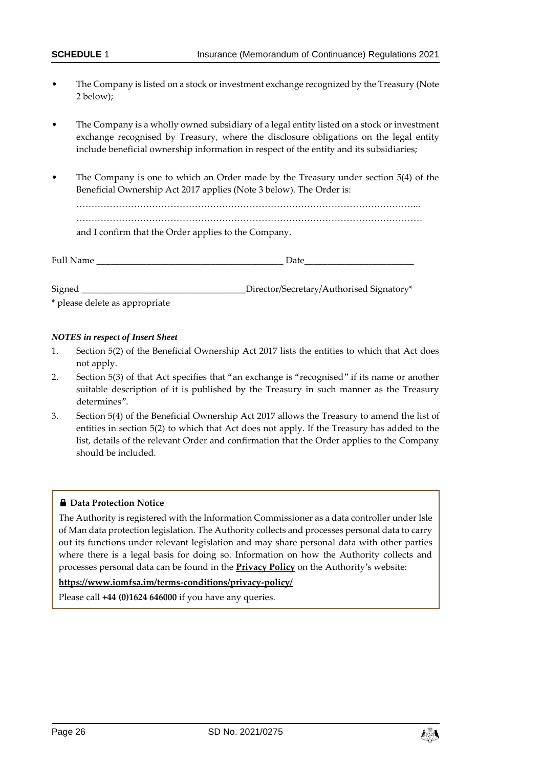- The Company is listed on a stock or investment exchange recognized by the Treasury (Note 2 below);

- The Company is a wholly owned subsidiary of a legal entity listed on a stock or investment exchange recognised by Treasury, where the disclosure obligations on the legal entity include beneficial ownership information in respect of the entity and its subsidiaries;

- The Company is one to which an Order made by the Treasury under section 5(4) of the Beneficial Ownership Act 2017 applies (Note 3 below). The Order is:

  …………………………………………………………………………………………………...

  ……………………………………………………………………………………………………

  and I confirm that the Order applies to the Company.

Full Name ________________________________________ Date________________________

Signed ___________________________________Director/Secretary/Authorised Signatory*

\* please delete as appropriate

***NOTES in respect of Insert Sheet***

1. Section 5(2) of the Beneficial Ownership Act 2017 lists the entities to which that Act does not apply.
2. Section 5(3) of that Act specifies that "an exchange is "recognised" if its name or another suitable description of it is published by the Treasury in such manner as the Treasury determines".
3. Section 5(4) of the Beneficial Ownership Act 2017 allows the Treasury to amend the list of entities in section 5(2) to which that Act does not apply. If the Treasury has added to the list, details of the relevant Order and confirmation that the Order applies to the Company should be included.

**🔒 Data Protection Notice**

The Authority is registered with the Information Commissioner as a data controller under Isle of Man data protection legislation. The Authority collects and processes personal data to carry out its functions under relevant legislation and may share personal data with other parties where there is a legal basis for doing so. Information on how the Authority collects and processes personal data can be found in the **Privacy Policy** on the Authority's website:

**https://www.iomfsa.im/terms-conditions/privacy-policy/**

Please call **+44 (0)1624 646000** if you have any queries.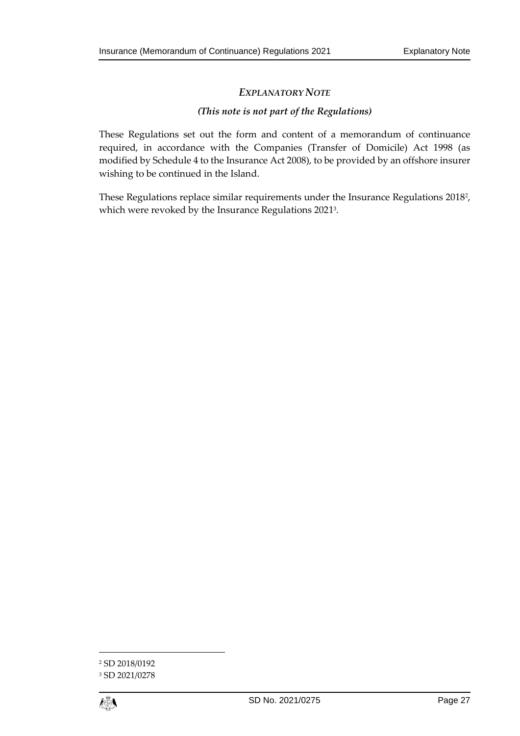## *EXPLANATORY NOTE*

***(This note is not part of the Regulations)***

These Regulations set out the form and content of a memorandum of continuance required, in accordance with the Companies (Transfer of Domicile) Act 1998 (as modified by Schedule 4 to the Insurance Act 2008), to be provided by an offshore insurer wishing to be continued in the Island.

These Regulations replace similar requirements under the Insurance Regulations 2018[2], which were revoked by the Insurance Regulations 2021[3].

[2] SD 2018/0192

[3] SD 2021/0278